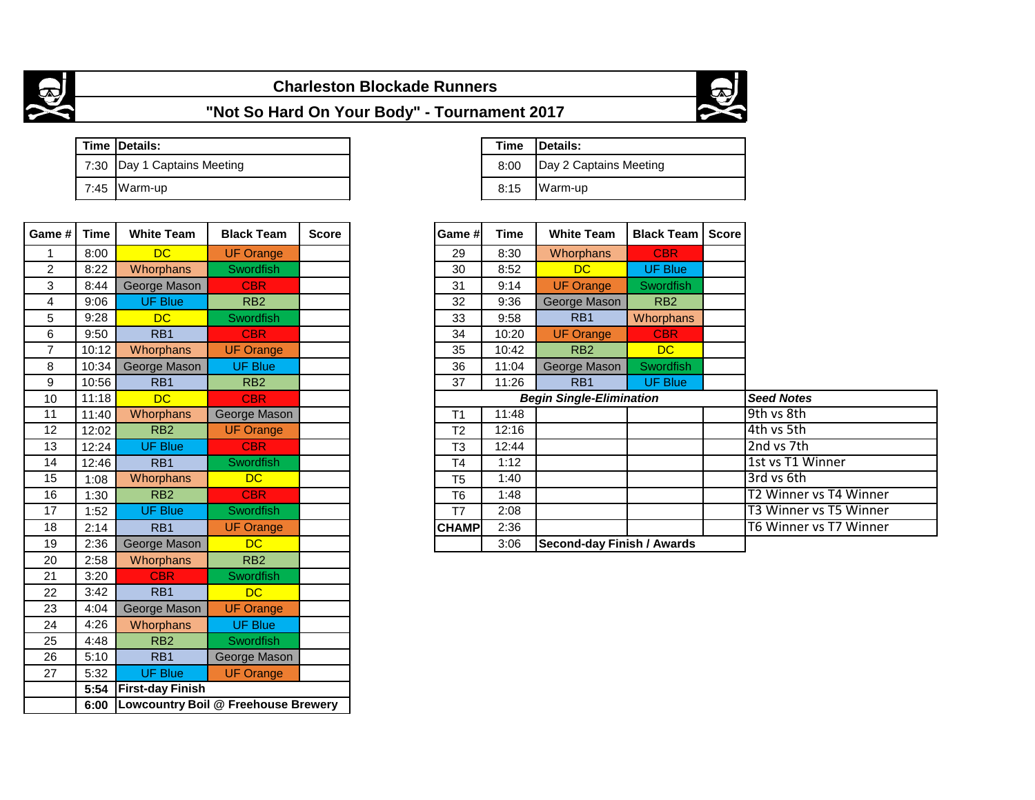# Charleston Blockade Runners

## "Not So Hard On Your Body" - Tournament 2017

| Time | Details: |
|---|---|
| 7:30 | Day 1 Captains Meeting |
| 7:45 | Warm-up |

| Time | Details: |
|---|---|
| 8:00 | Day 2 Captains Meeting |
| 8:15 | Warm-up |

| Game # | Time | White Team | Black Team | Score |
|---|---|---|---|---|
| 1 | 8:00 | DC | UF Orange | |
| 2 | 8:22 | Whorphans | Swordfish | |
| 3 | 8:44 | George Mason | CBR | |
| 4 | 9:06 | UF Blue | RB2 | |
| 5 | 9:28 | DC | Swordfish | |
| 6 | 9:50 | RB1 | CBR | |
| 7 | 10:12 | Whorphans | UF Orange | |
| 8 | 10:34 | George Mason | UF Blue | |
| 9 | 10:56 | RB1 | RB2 | |
| 10 | 11:18 | DC | CBR | |
| 11 | 11:40 | Whorphans | George Mason | |
| 12 | 12:02 | RB2 | UF Orange | |
| 13 | 12:24 | UF Blue | CBR | |
| 14 | 12:46 | RB1 | Swordfish | |
| 15 | 1:08 | Whorphans | DC | |
| 16 | 1:30 | RB2 | CBR | |
| 17 | 1:52 | UF Blue | Swordfish | |
| 18 | 2:14 | RB1 | UF Orange | |
| 19 | 2:36 | George Mason | DC | |
| 20 | 2:58 | Whorphans | RB2 | |
| 21 | 3:20 | CBR | Swordfish | |
| 22 | 3:42 | RB1 | DC | |
| 23 | 4:04 | George Mason | UF Orange | |
| 24 | 4:26 | Whorphans | UF Blue | |
| 25 | 4:48 | RB2 | Swordfish | |
| 26 | 5:10 | RB1 | George Mason | |
| 27 | 5:32 | UF Blue | UF Orange | |
| | **5:54** | **First-day Finish** | | |
| | **6:00** | **Lowcountry Boil @ Freehouse Brewery** | | |

| Game # | Time | White Team | Black Team | Score | Seed Notes |
|---|---|---|---|---|---|
| 29 | 8:30 | Whorphans | CBR | | |
| 30 | 8:52 | DC | UF Blue | | |
| 31 | 9:14 | UF Orange | Swordfish | | |
| 32 | 9:36 | George Mason | RB2 | | |
| 33 | 9:58 | RB1 | Whorphans | | |
| 34 | 10:20 | UF Orange | CBR | | |
| 35 | 10:42 | RB2 | DC | | |
| 36 | 11:04 | George Mason | Swordfish | | |
| 37 | 11:26 | RB1 | UF Blue | | |
| | | ***Begin Single-Elimination*** | | | ***Seed Notes*** |
| T1 | 11:48 | | | | 9th vs 8th |
| T2 | 12:16 | | | | 4th vs 5th |
| T3 | 12:44 | | | | 2nd vs 7th |
| T4 | 1:12 | | | | 1st vs T1 Winner |
| T5 | 1:40 | | | | 3rd vs 6th |
| T6 | 1:48 | | | | T2 Winner vs T4 Winner |
| T7 | 2:08 | | | | T3 Winner vs T5 Winner |
| **CHAMP** | 2:36 | | | | T6 Winner vs T7 Winner |
| | 3:06 | **Second-day Finish / Awards** | | | |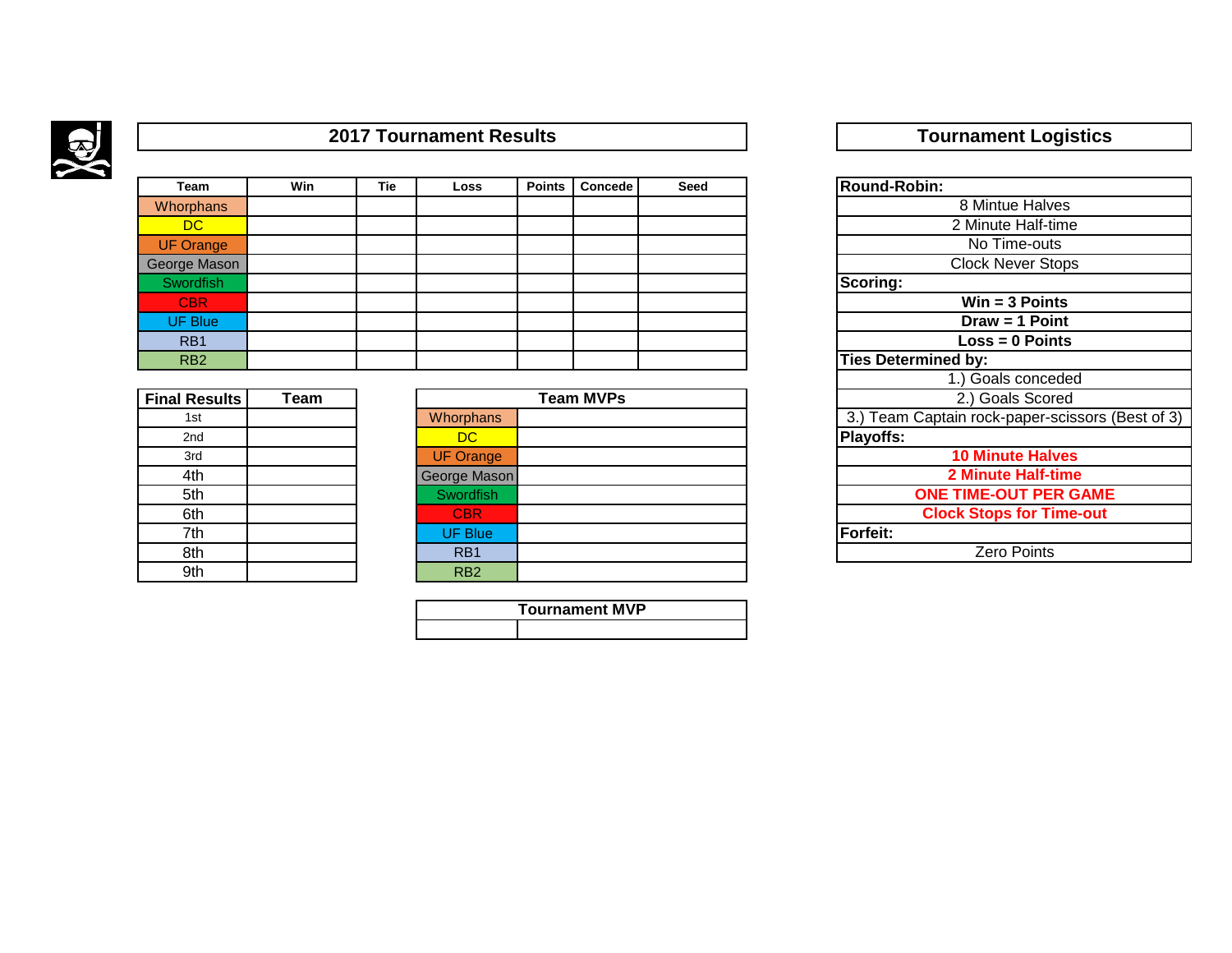## 2017 Tournament Results

| Team | Win | Tie | Loss | Points | Concede | Seed |
|---|---|---|---|---|---|---|
| Whorphans | | | | | | |
| DC | | | | | | |
| UF Orange | | | | | | |
| George Mason | | | | | | |
| Swordfish | | | | | | |
| CBR | | | | | | |
| UF Blue | | | | | | |
| RB1 | | | | | | |
| RB2 | | | | | | |

| Final Results | Team |
|---|---|
| 1st | |
| 2nd | |
| 3rd | |
| 4th | |
| 5th | |
| 6th | |
| 7th | |
| 8th | |
| 9th | |

| Team MVPs | |
|---|---|
| Whorphans | |
| DC | |
| UF Orange | |
| George Mason | |
| Swordfish | |
| CBR | |
| UF Blue | |
| RB1 | |
| RB2 | |

| Tournament MVP | |
|---|---|
| | |

## Tournament Logistics

| | |
|---|---|
| **Round-Robin:** | |
| | 8 Mintue Halves |
| | 2 Minute Half-time |
| | No Time-outs |
| | Clock Never Stops |
| **Scoring:** | |
| | **Win = 3 Points** |
| | **Draw = 1 Point** |
| | **Loss = 0 Points** |
| **Ties Determined by:** | |
| | 1.) Goals conceded |
| | 2.) Goals Scored |
| | 3.) Team Captain rock-paper-scissors (Best of 3) |
| **Playoffs:** | |
| | **10 Minute Halves** |
| | **2 Minute Half-time** |
| | **ONE TIME-OUT PER GAME** |
| | **Clock Stops for Time-out** |
| **Forfeit:** | |
| | Zero Points |